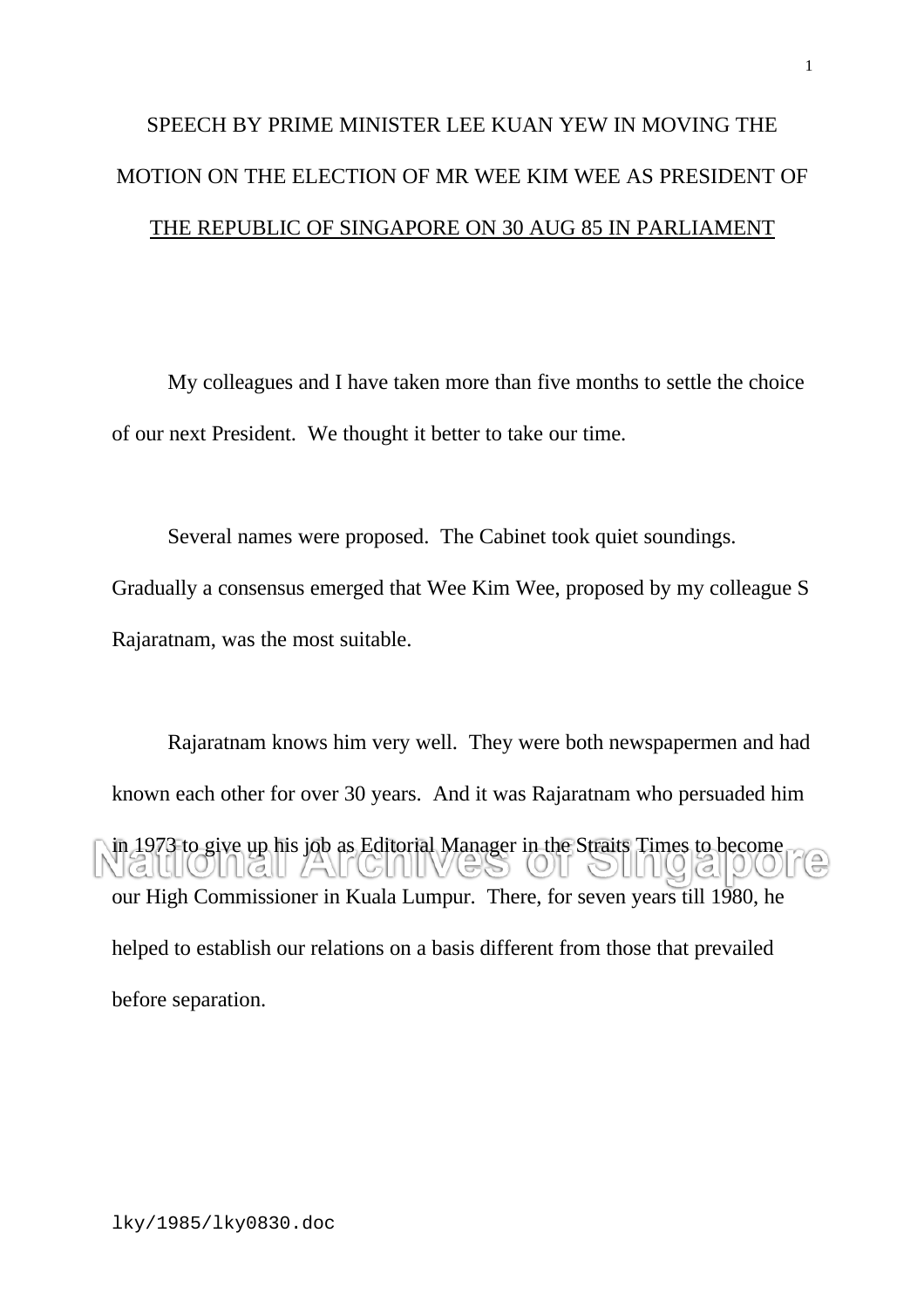# SPEECH BY PRIME MINISTER LEE KUAN YEW IN MOVING THE MOTION ON THE ELECTION OF MR WEE KIM WEE AS PRESIDENT OF THE REPUBLIC OF SINGAPORE ON 30 AUG 85 IN PARLIAMENT

My colleagues and I have taken more than five months to settle the choice of our next President. We thought it better to take our time.

Several names were proposed. The Cabinet took quiet soundings. Gradually a consensus emerged that Wee Kim Wee, proposed by my colleague S Rajaratnam, was the most suitable.

Rajaratnam knows him very well. They were both newspapermen and had known each other for over 30 years. And it was Rajaratnam who persuaded him in 1973 to give up his job as Editorial Manager in the Straits Times to become our High Commissioner in Kuala Lumpur. There, for seven years till 1980, he helped to establish our relations on a basis different from those that prevailed before separation.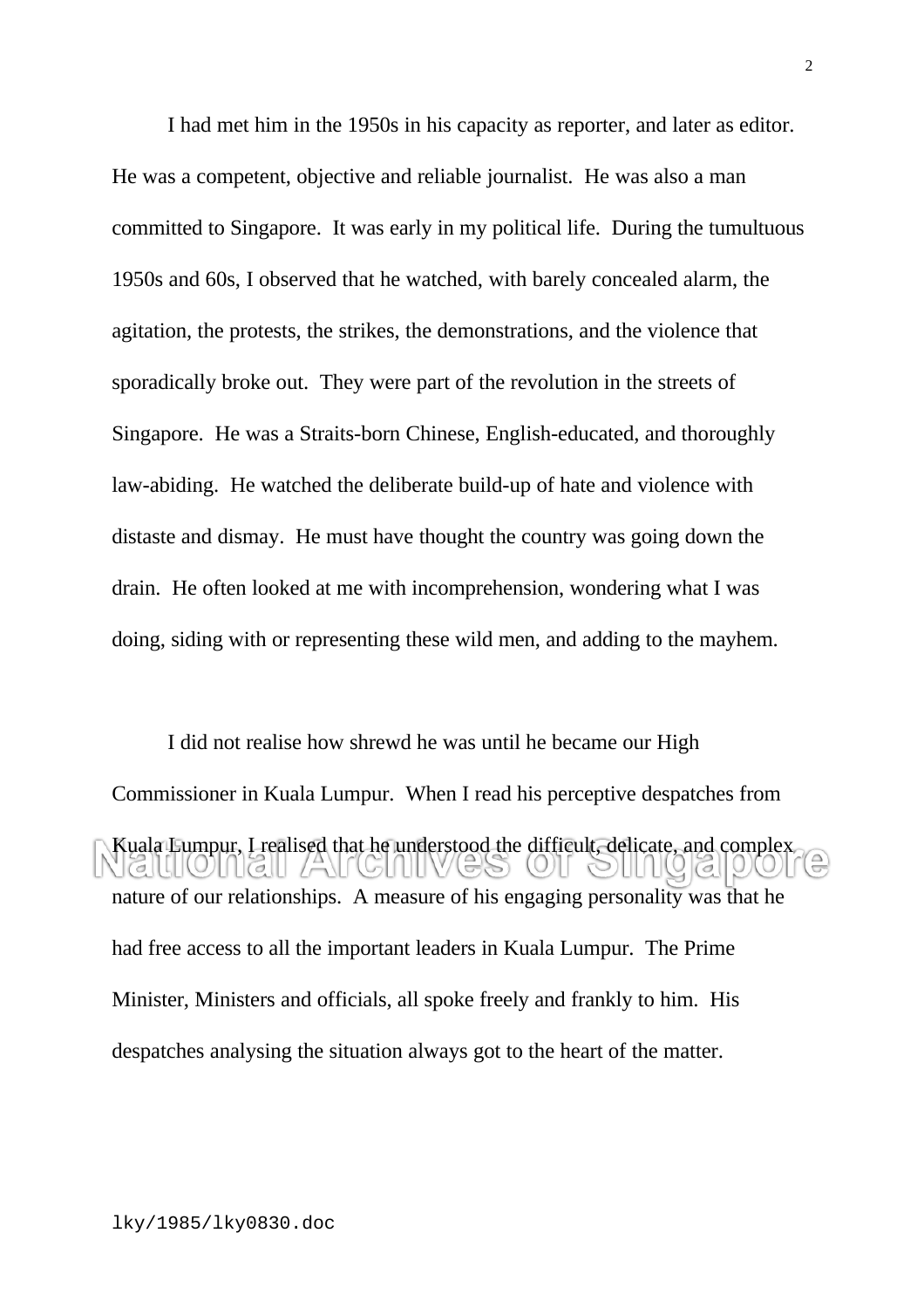I had met him in the 1950s in his capacity as reporter, and later as editor. He was a competent, objective and reliable journalist. He was also a man committed to Singapore. It was early in my political life. During the tumultuous 1950s and 60s, I observed that he watched, with barely concealed alarm, the agitation, the protests, the strikes, the demonstrations, and the violence that sporadically broke out. They were part of the revolution in the streets of Singapore. He was a Straits-born Chinese, English-educated, and thoroughly law-abiding. He watched the deliberate build-up of hate and violence with distaste and dismay. He must have thought the country was going down the drain. He often looked at me with incomprehension, wondering what I was doing, siding with or representing these wild men, and adding to the mayhem.

I did not realise how shrewd he was until he became our High Commissioner in Kuala Lumpur. When I read his perceptive despatches from Kuala Lumpur, I realised that he understood the difficult, delicate, and complex nature of our relationships. A measure of his engaging personality was that he had free access to all the important leaders in Kuala Lumpur. The Prime Minister, Ministers and officials, all spoke freely and frankly to him. His despatches analysing the situation always got to the heart of the matter.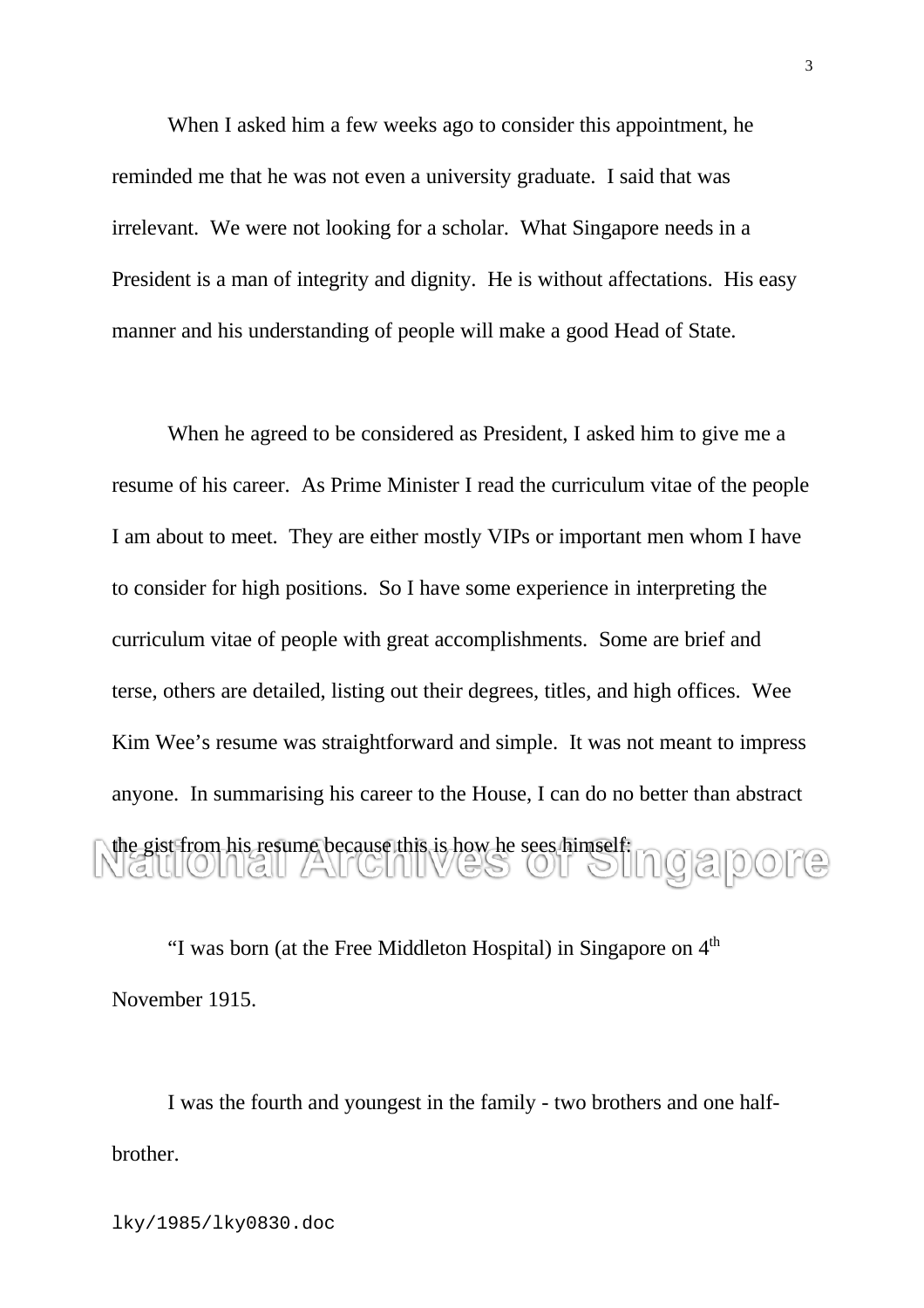When I asked him a few weeks ago to consider this appointment, he reminded me that he was not even a university graduate. I said that was irrelevant. We were not looking for a scholar. What Singapore needs in a President is a man of integrity and dignity. He is without affectations. His easy manner and his understanding of people will make a good Head of State.

When he agreed to be considered as President, I asked him to give me a resume of his career. As Prime Minister I read the curriculum vitae of the people I am about to meet. They are either mostly VIPs or important men whom I have to consider for high positions. So I have some experience in interpreting the curriculum vitae of people with great accomplishments. Some are brief and terse, others are detailed, listing out their degrees, titles, and high offices. Wee Kim Wee's resume was straightforward and simple. It was not meant to impress anyone. In summarising his career to the House, I can do no better than abstract the gist from his resume because this is how he sees himself:

"I was born (at the Free Middleton Hospital) in Singapore on 4th November 1915.

I was the fourth and youngest in the family - two brothers and one half-brother.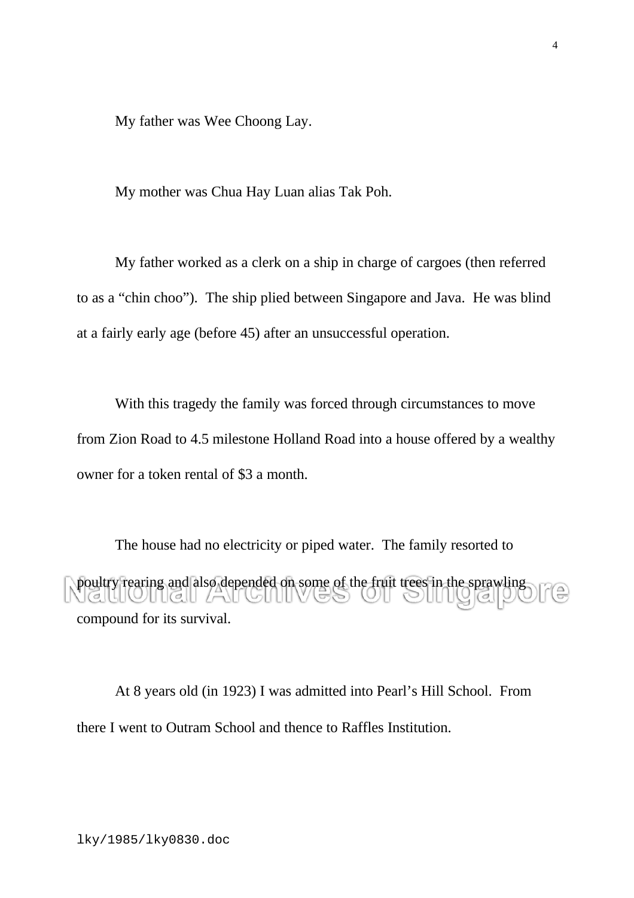My father was Wee Choong Lay.

My mother was Chua Hay Luan alias Tak Poh.

My father worked as a clerk on a ship in charge of cargoes (then referred to as a "chin choo"). The ship plied between Singapore and Java. He was blind at a fairly early age (before 45) after an unsuccessful operation.

With this tragedy the family was forced through circumstances to move from Zion Road to 4.5 milestone Holland Road into a house offered by a wealthy owner for a token rental of $3 a month.

The house had no electricity or piped water. The family resorted to poultry rearing and also depended on some of the fruit trees in the sprawling compound for its survival.

At 8 years old (in 1923) I was admitted into Pearl's Hill School. From there I went to Outram School and thence to Raffles Institution.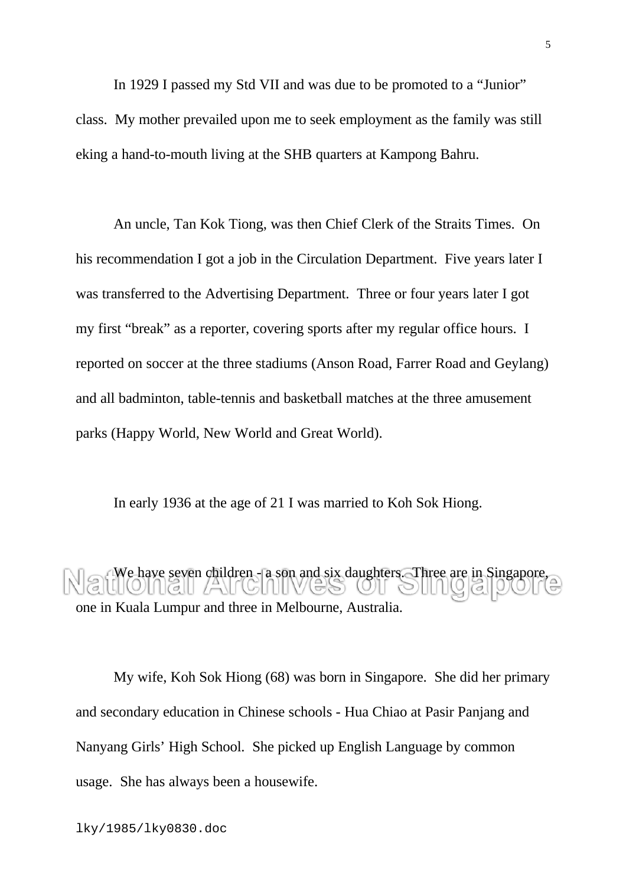In 1929 I passed my Std VII and was due to be promoted to a "Junior" class. My mother prevailed upon me to seek employment as the family was still eking a hand-to-mouth living at the SHB quarters at Kampong Bahru.

An uncle, Tan Kok Tiong, was then Chief Clerk of the Straits Times. On his recommendation I got a job in the Circulation Department. Five years later I was transferred to the Advertising Department. Three or four years later I got my first "break" as a reporter, covering sports after my regular office hours. I reported on soccer at the three stadiums (Anson Road, Farrer Road and Geylang) and all badminton, table-tennis and basketball matches at the three amusement parks (Happy World, New World and Great World).

In early 1936 at the age of 21 I was married to Koh Sok Hiong.

We have seven children - a son and six daughters. Three are in Singapore, one in Kuala Lumpur and three in Melbourne, Australia.

My wife, Koh Sok Hiong (68) was born in Singapore. She did her primary and secondary education in Chinese schools - Hua Chiao at Pasir Panjang and Nanyang Girls' High School. She picked up English Language by common usage. She has always been a housewife.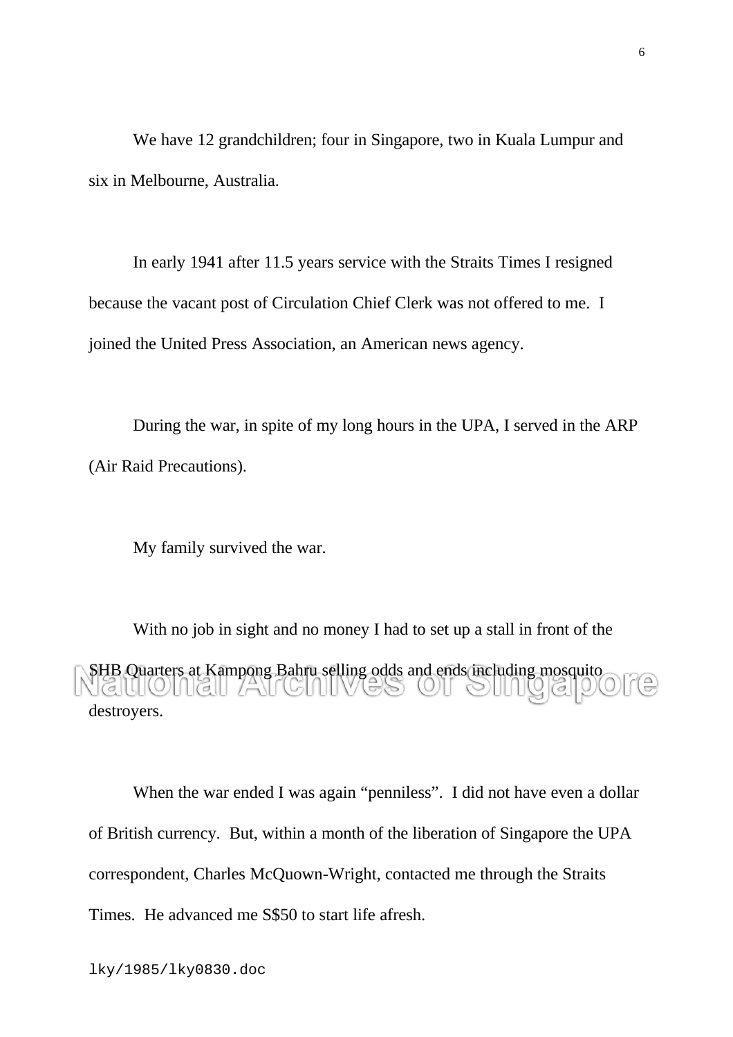We have 12 grandchildren; four in Singapore, two in Kuala Lumpur and six in Melbourne, Australia.

In early 1941 after 11.5 years service with the Straits Times I resigned because the vacant post of Circulation Chief Clerk was not offered to me. I joined the United Press Association, an American news agency.

During the war, in spite of my long hours in the UPA, I served in the ARP (Air Raid Precautions).

My family survived the war.

With no job in sight and no money I had to set up a stall in front of the SHB Quarters at Kampong Bahru selling odds and ends including mosquito destroyers.

When the war ended I was again "penniless". I did not have even a dollar of British currency. But, within a month of the liberation of Singapore the UPA correspondent, Charles McQuown-Wright, contacted me through the Straits Times. He advanced me S$50 to start life afresh.

lky/1985/lky0830.doc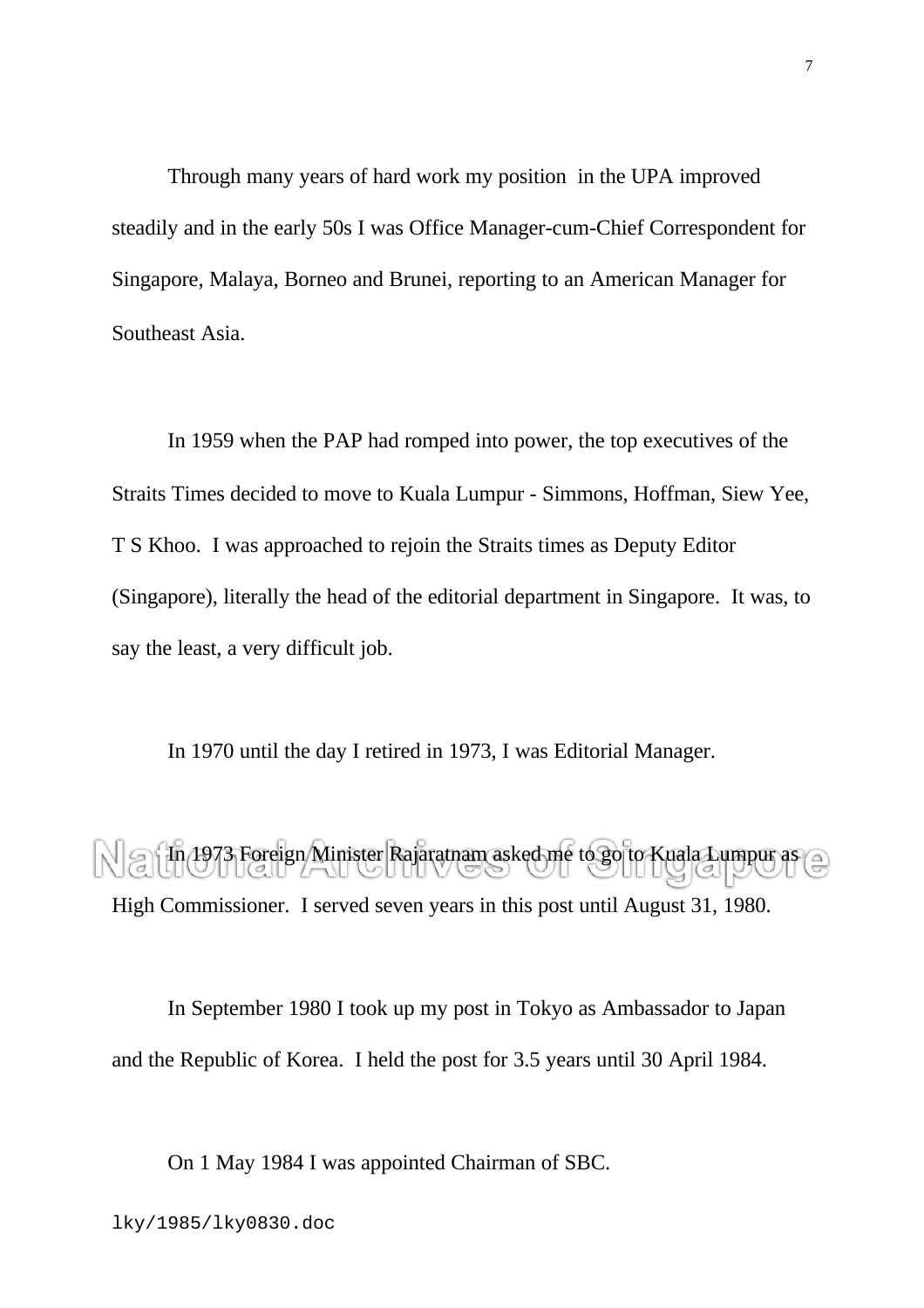Through many years of hard work my position in the UPA improved steadily and in the early 50s I was Office Manager-cum-Chief Correspondent for Singapore, Malaya, Borneo and Brunei, reporting to an American Manager for Southeast Asia.

In 1959 when the PAP had romped into power, the top executives of the Straits Times decided to move to Kuala Lumpur - Simmons, Hoffman, Siew Yee, T S Khoo. I was approached to rejoin the Straits times as Deputy Editor (Singapore), literally the head of the editorial department in Singapore. It was, to say the least, a very difficult job.

In 1970 until the day I retired in 1973, I was Editorial Manager.

In 1973 Foreign Minister Rajaratnam asked me to go to Kuala Lumpur as High Commissioner. I served seven years in this post until August 31, 1980.

In September 1980 I took up my post in Tokyo as Ambassador to Japan and the Republic of Korea. I held the post for 3.5 years until 30 April 1984.

On 1 May 1984 I was appointed Chairman of SBC.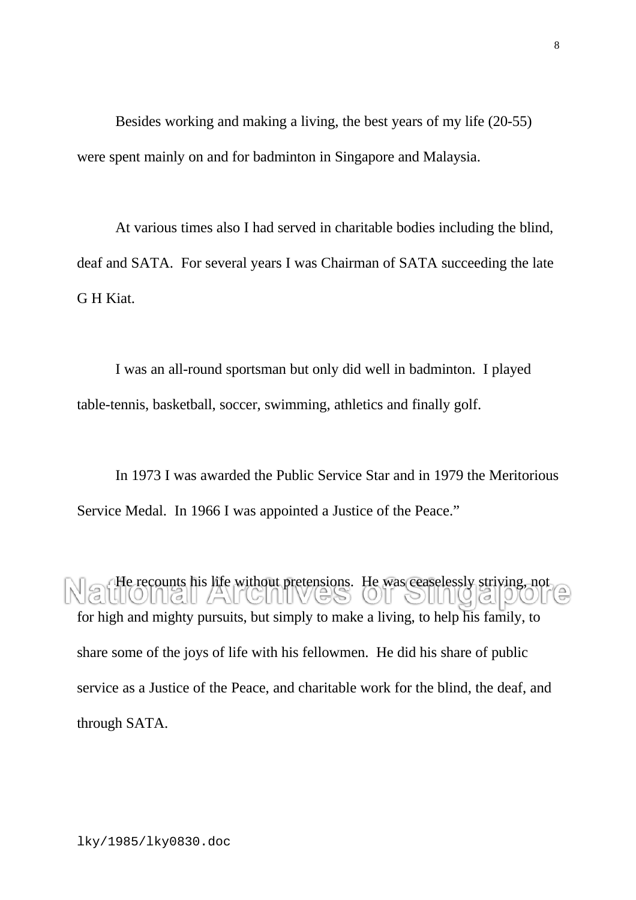Besides working and making a living, the best years of my life (20-55) were spent mainly on and for badminton in Singapore and Malaysia.

At various times also I had served in charitable bodies including the blind, deaf and SATA. For several years I was Chairman of SATA succeeding the late G H Kiat.

I was an all-round sportsman but only did well in badminton. I played table-tennis, basketball, soccer, swimming, athletics and finally golf.

In 1973 I was awarded the Public Service Star and in 1979 the Meritorious Service Medal. In 1966 I was appointed a Justice of the Peace."

He recounts his life without pretensions. He was ceaselessly striving, not for high and mighty pursuits, but simply to make a living, to help his family, to share some of the joys of life with his fellowmen. He did his share of public service as a Justice of the Peace, and charitable work for the blind, the deaf, and through SATA.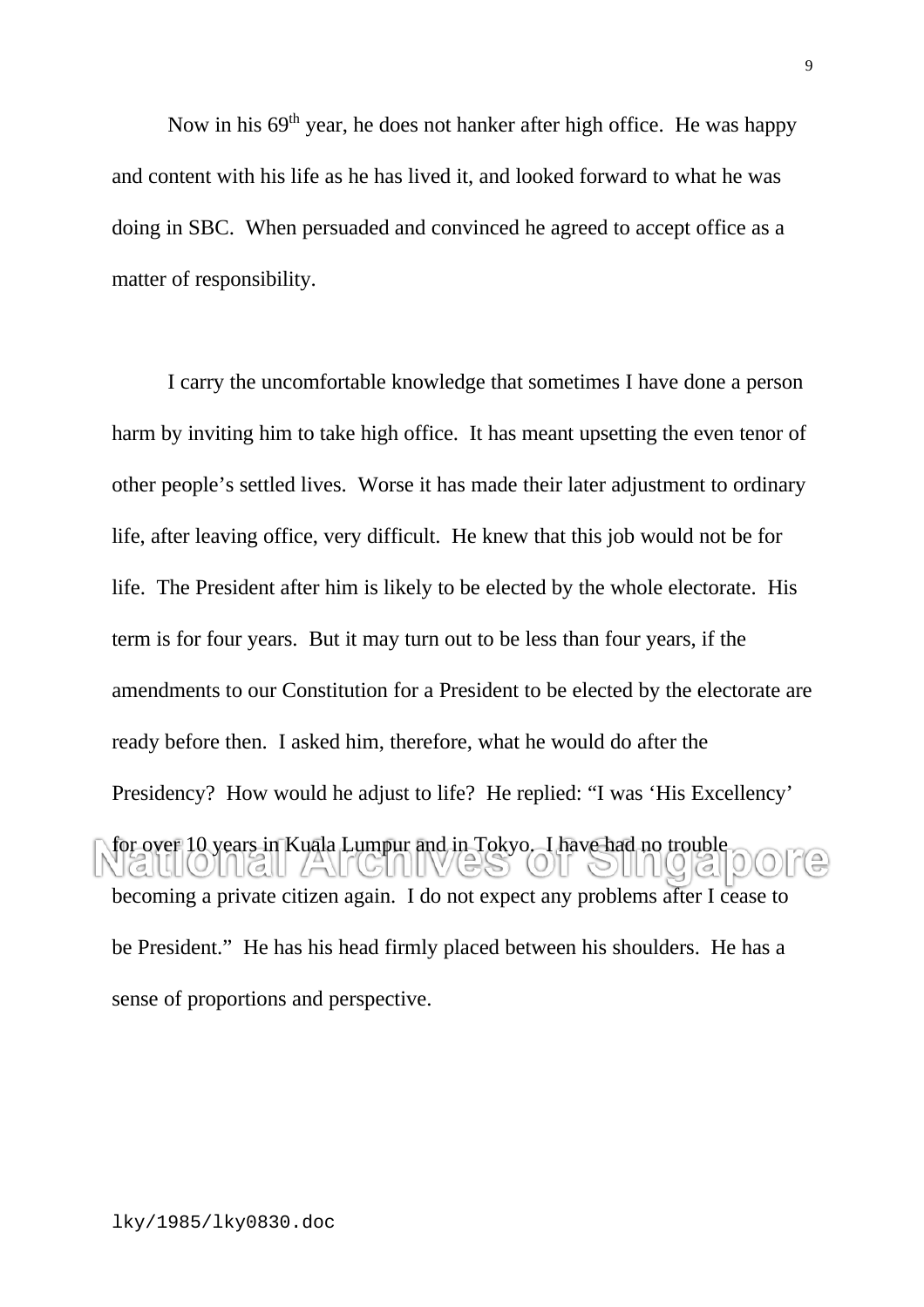Now in his 69th year, he does not hanker after high office. He was happy and content with his life as he has lived it, and looked forward to what he was doing in SBC. When persuaded and convinced he agreed to accept office as a matter of responsibility.

I carry the uncomfortable knowledge that sometimes I have done a person harm by inviting him to take high office. It has meant upsetting the even tenor of other people's settled lives. Worse it has made their later adjustment to ordinary life, after leaving office, very difficult. He knew that this job would not be for life. The President after him is likely to be elected by the whole electorate. His term is for four years. But it may turn out to be less than four years, if the amendments to our Constitution for a President to be elected by the electorate are ready before then. I asked him, therefore, what he would do after the Presidency? How would he adjust to life? He replied: "I was 'His Excellency' for over 10 years in Kuala Lumpur and in Tokyo. I have had no trouble becoming a private citizen again. I do not expect any problems after I cease to be President." He has his head firmly placed between his shoulders. He has a sense of proportions and perspective.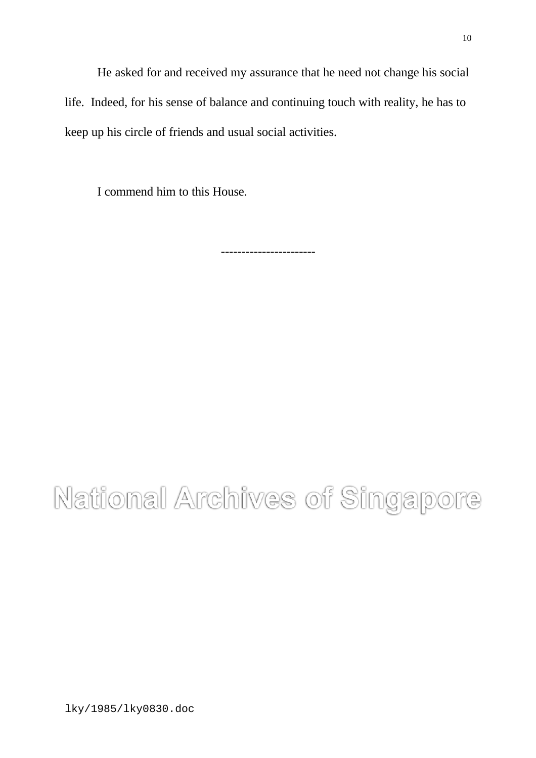He asked for and received my assurance that he need not change his social life. Indeed, for his sense of balance and continuing touch with reality, he has to keep up his circle of friends and usual social activities.

I commend him to this House.

----------------------